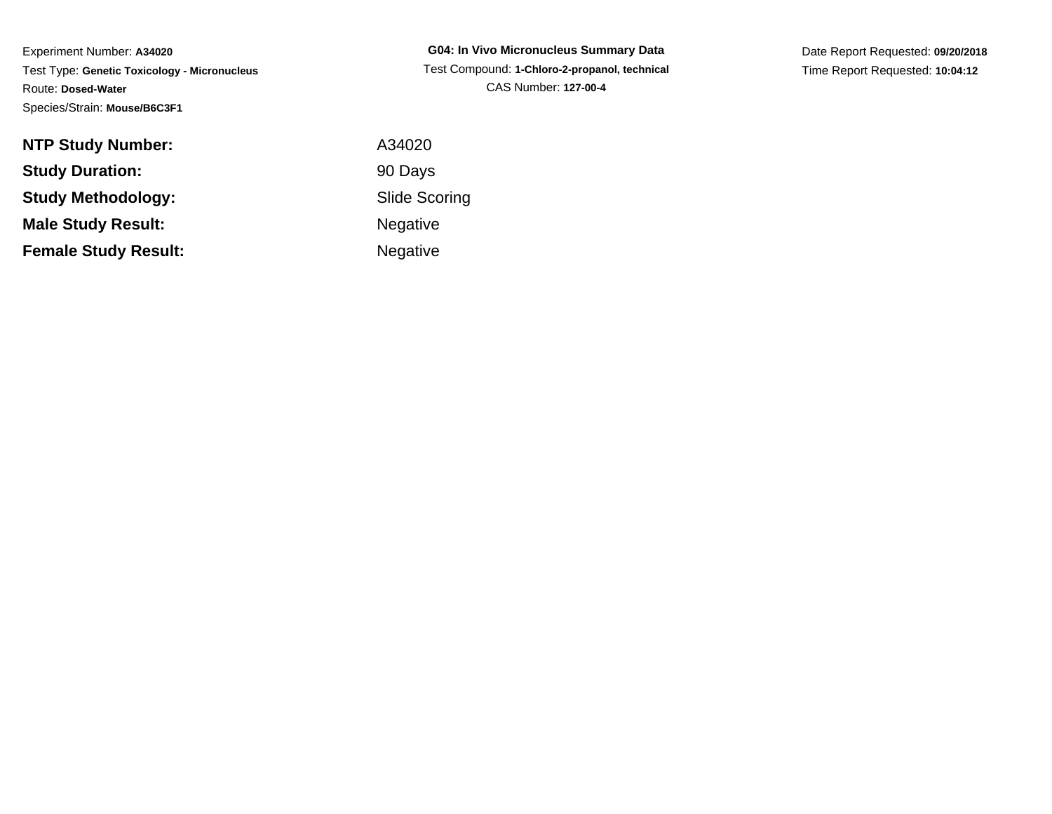Experiment Number: **A34020**

Test Type: **Genetic Toxicology - Micronucleus**

Route: **Dosed-Water**

Species/Strain: **Mouse/B6C3F1**

**G04: In Vivo Micronucleus Summary Data**

Test Compound: **1-Chloro-2-propanol, technical**

CAS Number: **127-00-4**

Date Report Requested: **09/20/2018**

Time Report Requested: **10:04:12**

| | |
|---|---|
| **NTP Study Number:** | A34020 |
| **Study Duration:** | 90 Days |
| **Study Methodology:** | Slide Scoring |
| **Male Study Result:** | Negative |
| **Female Study Result:** | Negative |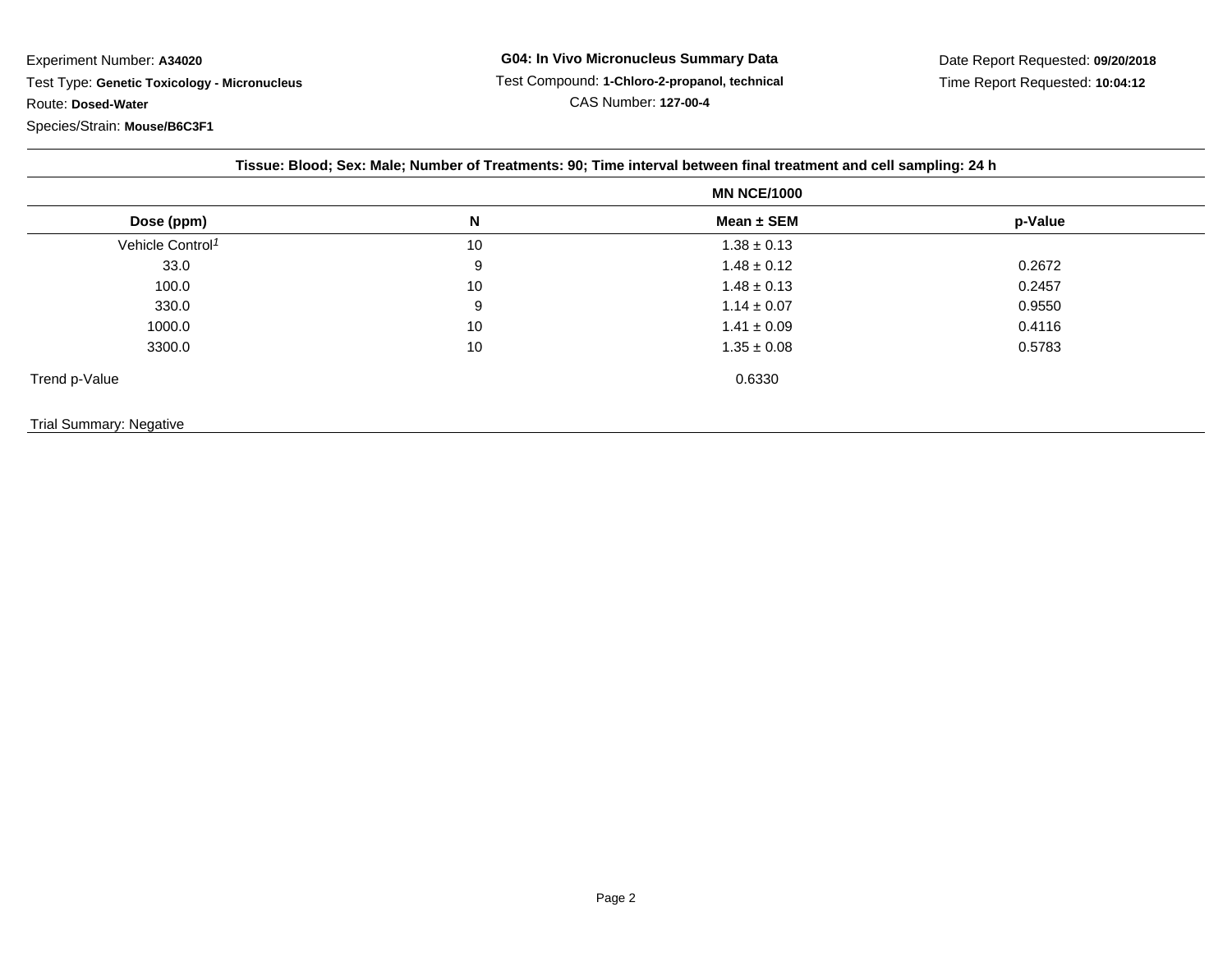Experiment Number: **A34020**

Test Type: **Genetic Toxicology - Micronucleus**

Route: **Dosed-Water**

Species/Strain: **Mouse/B6C3F1**

**G04: In Vivo Micronucleus Summary Data**

Test Compound: **1-Chloro-2-propanol, technical**

CAS Number: **127-00-4**

Date Report Requested: **09/20/2018**

Time Report Requested: **10:04:12**

**Tissue: Blood; Sex: Male; Number of Treatments: 90; Time interval between final treatment and cell sampling: 24 h**

| | | MN NCE/1000 | |
|---|---|---|---|
| **Dose (ppm)** | **N** | **Mean ± SEM** | **p-Value** |
| Vehicle Control[1] | 10 | 1.38 ± 0.13 | |
| 33.0 | 9 | 1.48 ± 0.12 | 0.2672 |
| 100.0 | 10 | 1.48 ± 0.13 | 0.2457 |
| 330.0 | 9 | 1.14 ± 0.07 | 0.9550 |
| 1000.0 | 10 | 1.41 ± 0.09 | 0.4116 |
| 3300.0 | 10 | 1.35 ± 0.08 | 0.5783 |
| Trend p-Value | | 0.6330 | |

Trial Summary: Negative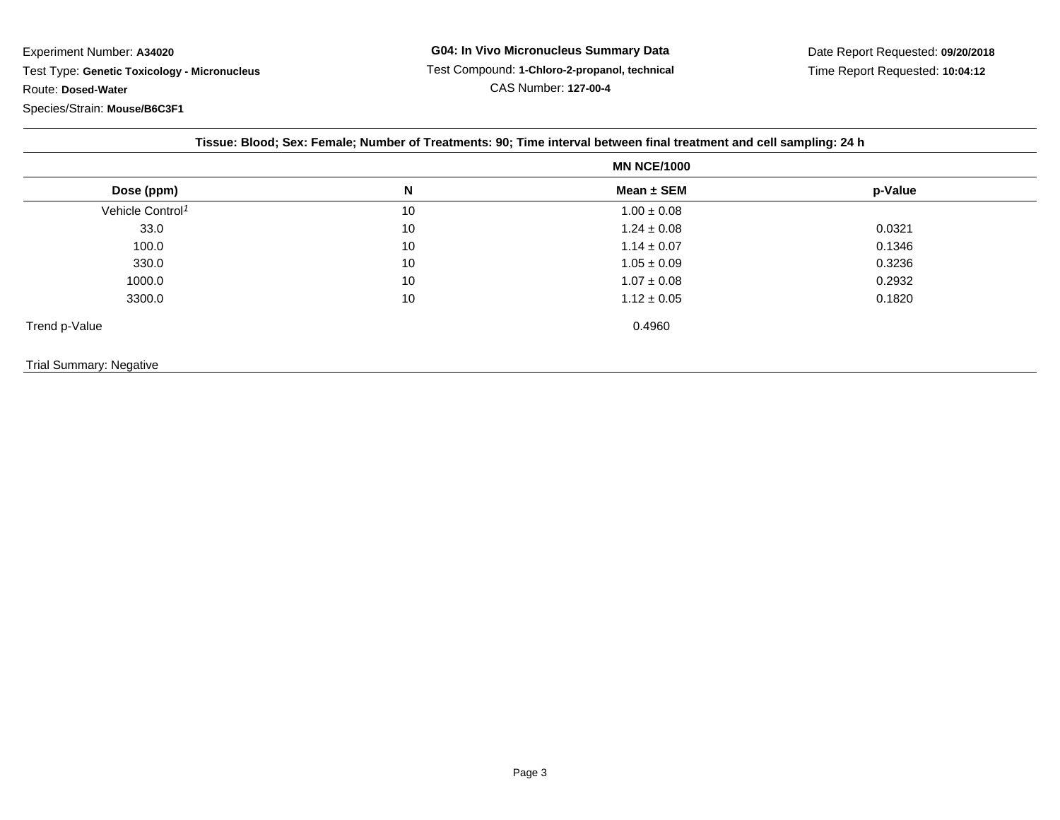Experiment Number: **A34020**

Test Type: **Genetic Toxicology - Micronucleus**

Route: **Dosed-Water**

Species/Strain: **Mouse/B6C3F1**

**G04: In Vivo Micronucleus Summary Data**

Test Compound: **1-Chloro-2-propanol, technical**

CAS Number: **127-00-4**

Date Report Requested: **09/20/2018**

Time Report Requested: **10:04:12**

**Tissue: Blood; Sex: Female; Number of Treatments: 90; Time interval between final treatment and cell sampling: 24 h**

| | | MN NCE/1000 | |
|---|---|---|---|
| **Dose (ppm)** | **N** | **Mean ± SEM** | **p-Value** |
| Vehicle Control[1] | 10 | 1.00 ± 0.08 | |
| 33.0 | 10 | 1.24 ± 0.08 | 0.0321 |
| 100.0 | 10 | 1.14 ± 0.07 | 0.1346 |
| 330.0 | 10 | 1.05 ± 0.09 | 0.3236 |
| 1000.0 | 10 | 1.07 ± 0.08 | 0.2932 |
| 3300.0 | 10 | 1.12 ± 0.05 | 0.1820 |
| Trend p-Value | | 0.4960 | |

Trial Summary: Negative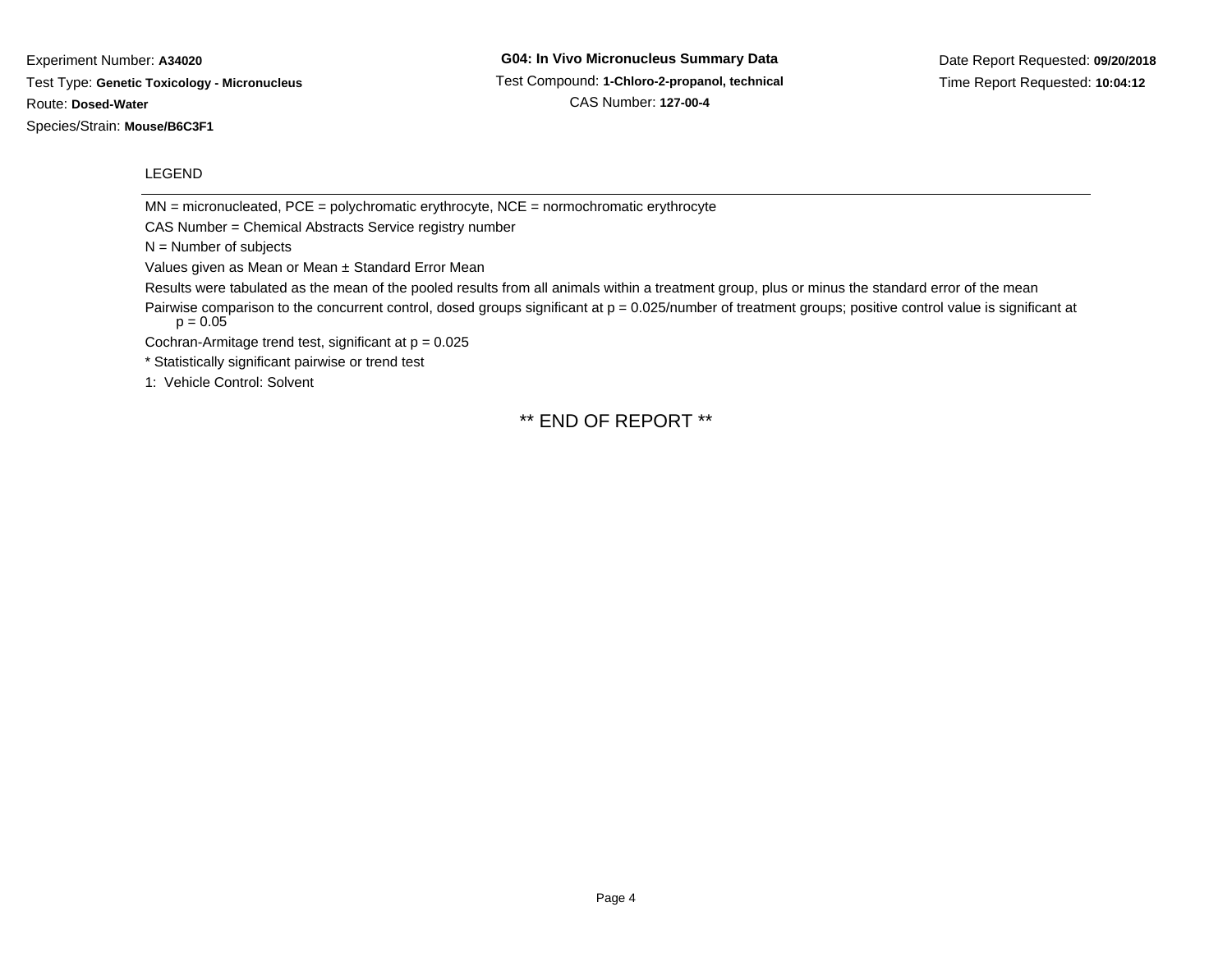Experiment Number: **A34020**
Test Type: **Genetic Toxicology - Micronucleus**
Route: **Dosed-Water**
Species/Strain: **Mouse/B6C3F1**

**G04: In Vivo Micronucleus Summary Data**
Test Compound: **1-Chloro-2-propanol, technical**
CAS Number: **127-00-4**

Date Report Requested: **09/20/2018**
Time Report Requested: **10:04:12**

LEGEND

MN = micronucleated, PCE = polychromatic erythrocyte, NCE = normochromatic erythrocyte

CAS Number = Chemical Abstracts Service registry number

N = Number of subjects

Values given as Mean or Mean ± Standard Error Mean

Results were tabulated as the mean of the pooled results from all animals within a treatment group, plus or minus the standard error of the mean

Pairwise comparison to the concurrent control, dosed groups significant at p = 0.025/number of treatment groups; positive control value is significant at p = 0.05

Cochran-Armitage trend test, significant at p = 0.025

* Statistically significant pairwise or trend test

1: Vehicle Control: Solvent

** END OF REPORT **